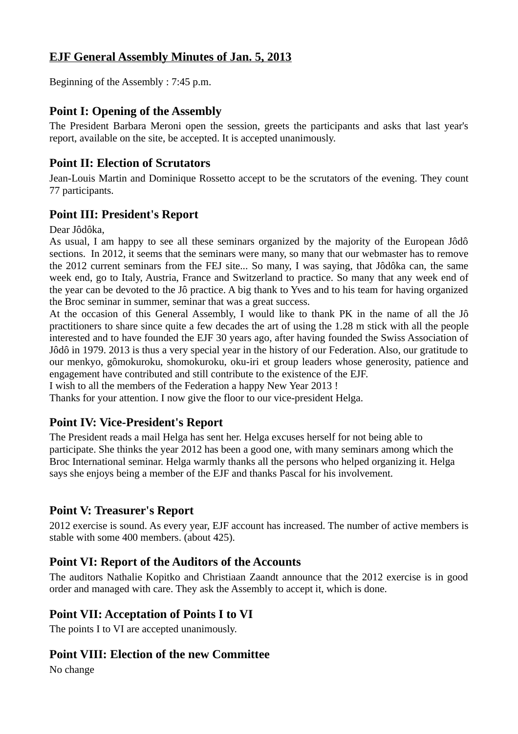# EJF General Assembly Minutes of Jan. 5, 2013

Beginning of the Assembly : 7:45 p.m.

## Point I: Opening of the Assembly

The President Barbara Meroni open the session, greets the participants and asks that last year's report, available on the site, be accepted. It is accepted unanimously.

## Point II: Election of Scrutators

Jean-Louis Martin and Dominique Rossetto accept to be the scrutators of the evening. They count 77 participants.

## Point III: President's Report

Dear Jôdôka,

As usual, I am happy to see all these seminars organized by the majority of the European Jôdô sections. In 2012, it seems that the seminars were many, so many that our webmaster has to remove the 2012 current seminars from the FEJ site... So many, I was saying, that Jôdôka can, the same week end, go to Italy, Austria, France and Switzerland to practice. So many that any week end of the year can be devoted to the Jô practice. A big thank to Yves and to his team for having organized the Broc seminar in summer, seminar that was a great success.

At the occasion of this General Assembly, I would like to thank PK in the name of all the Jô practitioners to share since quite a few decades the art of using the 1.28 m stick with all the people interested and to have founded the EJF 30 years ago, after having founded the Swiss Association of Jôdô in 1979. 2013 is thus a very special year in the history of our Federation. Also, our gratitude to our menkyo, gômokuroku, shomokuroku, oku-iri et group leaders whose generosity, patience and engagement have contributed and still contribute to the existence of the EJF.

I wish to all the members of the Federation a happy New Year 2013 !

Thanks for your attention. I now give the floor to our vice-president Helga.

## Point IV: Vice-President's Report

The President reads a mail Helga has sent her. Helga excuses herself for not being able to participate. She thinks the year 2012 has been a good one, with many seminars among which the Broc International seminar. Helga warmly thanks all the persons who helped organizing it. Helga says she enjoys being a member of the EJF and thanks Pascal for his involvement.

## Point V: Treasurer's Report

2012 exercise is sound. As every year, EJF account has increased. The number of active members is stable with some 400 members. (about 425).

## Point VI: Report of the Auditors of the Accounts

The auditors Nathalie Kopitko and Christiaan Zaandt announce that the 2012 exercise is in good order and managed with care. They ask the Assembly to accept it, which is done.

## Point VII: Acceptation of Points I to VI

The points I to VI are accepted unanimously.

## Point VIII: Election of the new Committee

No change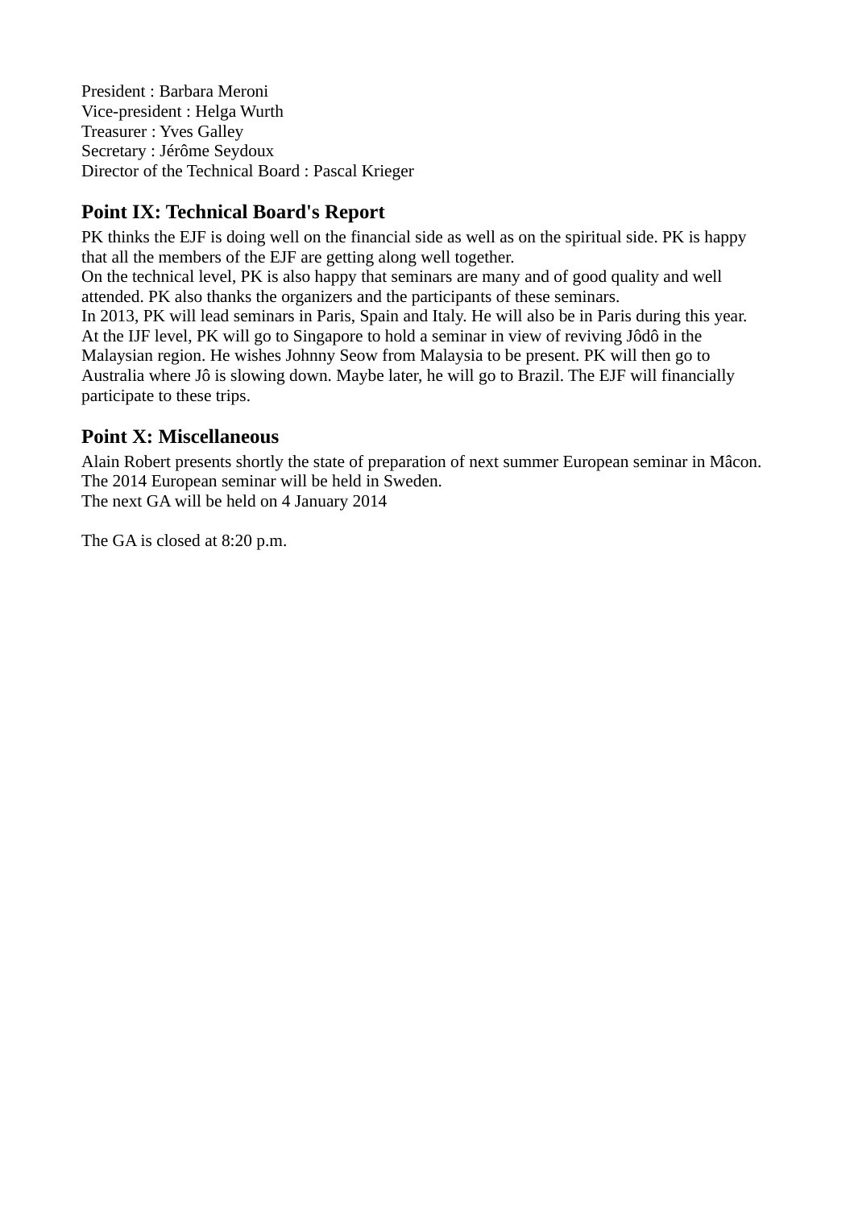President : Barbara Meroni
Vice-president : Helga Wurth
Treasurer : Yves Galley
Secretary : Jérôme Seydoux
Director of the Technical Board : Pascal Krieger

## Point IX: Technical Board's Report

PK thinks the EJF is doing well on the financial side as well as on the spiritual side. PK is happy that all the members of the EJF are getting along well together.
On the technical level, PK is also happy that seminars are many and of good quality and well attended. PK also thanks the organizers and the participants of these seminars.
In 2013, PK will lead seminars in Paris, Spain and Italy. He will also be in Paris during this year.
At the IJF level, PK will go to Singapore to hold a seminar in view of reviving Jôdô in the Malaysian region. He wishes Johnny Seow from Malaysia to be present. PK will then go to Australia where Jô is slowing down. Maybe later, he will go to Brazil. The EJF will financially participate to these trips.

## Point X: Miscellaneous

Alain Robert presents shortly the state of preparation of next summer European seminar in Mâcon.
The 2014 European seminar will be held in Sweden.
The next GA will be held on 4 January 2014

The GA is closed at 8:20 p.m.